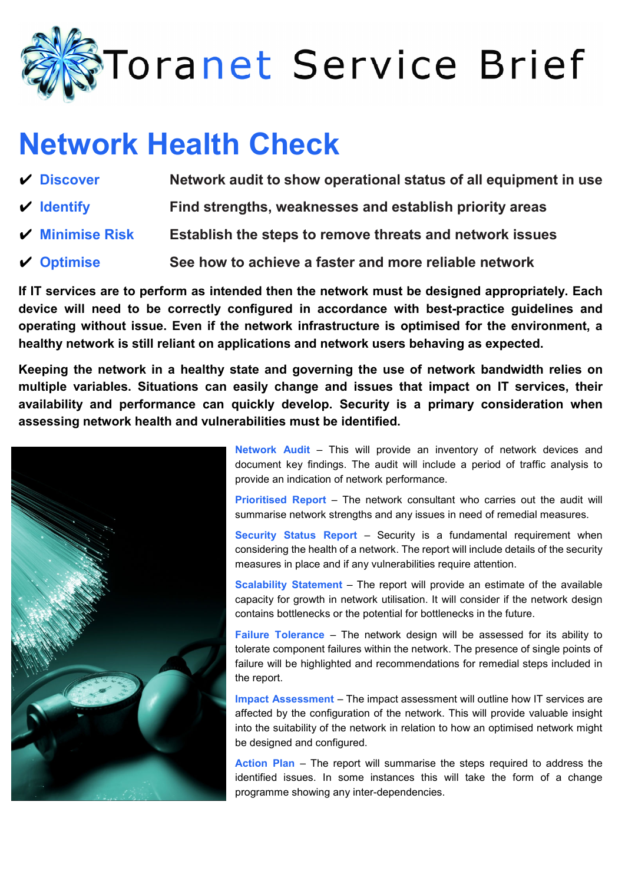# Toranet Service Brief

## Network Health Check

- ✔ **Discover** — **Network audit to show operational status of all equipment in use**
- ✔ **Identify** — **Find strengths, weaknesses and establish priority areas**
- ✔ **Minimise Risk** — **Establish the steps to remove threats and network issues**
- ✔ **Optimise** — **See how to achieve a faster and more reliable network**

**If IT services are to perform as intended then the network must be designed appropriately. Each device will need to be correctly configured in accordance with best-practice guidelines and operating without issue. Even if the network infrastructure is optimised for the environment, a healthy network is still reliant on applications and network users behaving as expected.**

**Keeping the network in a healthy state and governing the use of network bandwidth relies on multiple variables. Situations can easily change and issues that impact on IT services, their availability and performance can quickly develop. Security is a primary consideration when assessing network health and vulnerabilities must be identified.**

**Network Audit** – This will provide an inventory of network devices and document key findings. The audit will include a period of traffic analysis to provide an indication of network performance.

**Prioritised Report** – The network consultant who carries out the audit will summarise network strengths and any issues in need of remedial measures.

**Security Status Report** – Security is a fundamental requirement when considering the health of a network. The report will include details of the security measures in place and if any vulnerabilities require attention.

**Scalability Statement** – The report will provide an estimate of the available capacity for growth in network utilisation. It will consider if the network design contains bottlenecks or the potential for bottlenecks in the future.

**Failure Tolerance** – The network design will be assessed for its ability to tolerate component failures within the network. The presence of single points of failure will be highlighted and recommendations for remedial steps included in the report.

**Impact Assessment** – The impact assessment will outline how IT services are affected by the configuration of the network. This will provide valuable insight into the suitability of the network in relation to how an optimised network might be designed and configured.

**Action Plan** – The report will summarise the steps required to address the identified issues. In some instances this will take the form of a change programme showing any inter-dependencies.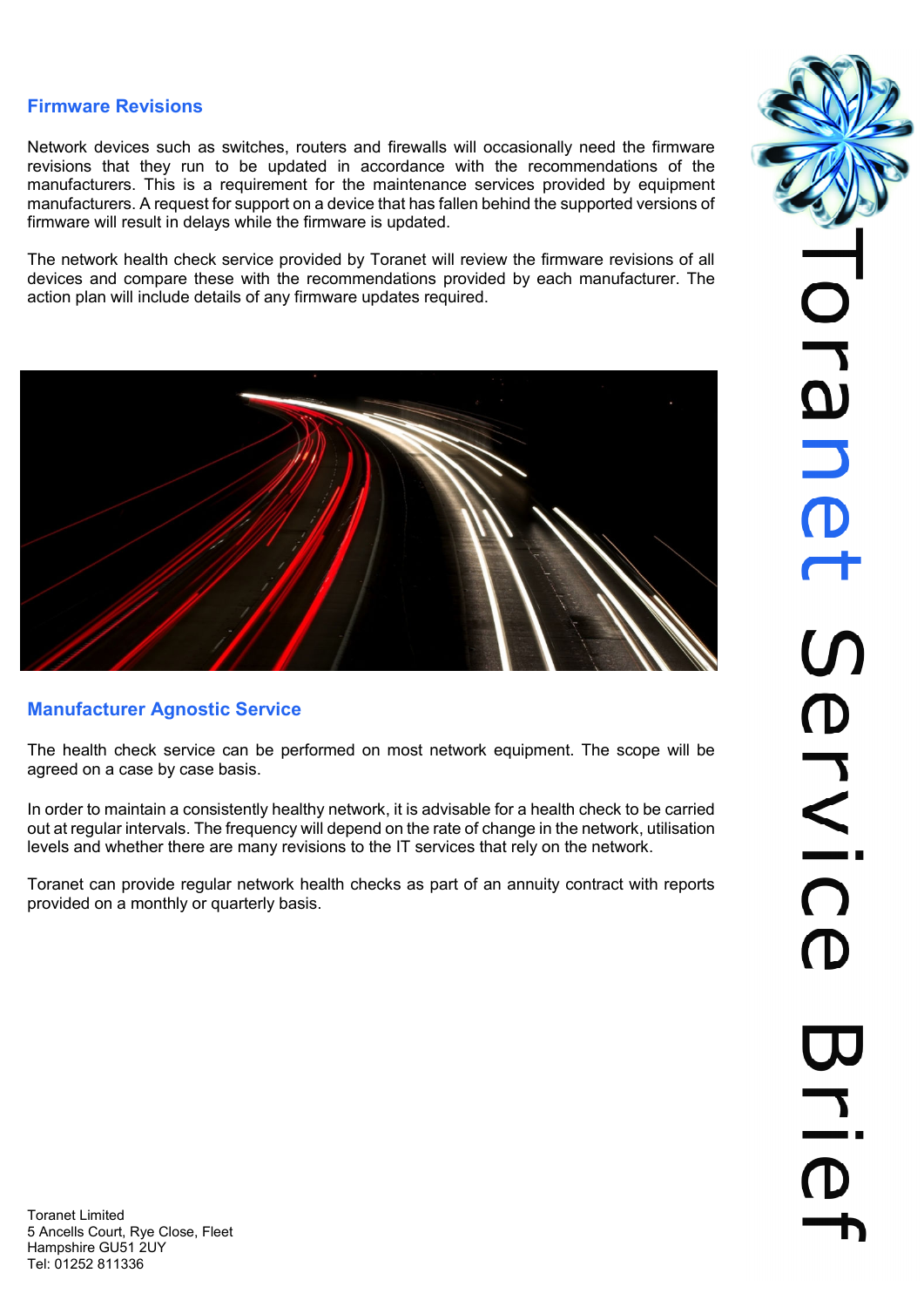## Firmware Revisions

Network devices such as switches, routers and firewalls will occasionally need the firmware revisions that they run to be updated in accordance with the recommendations of the manufacturers. This is a requirement for the maintenance services provided by equipment manufacturers. A request for support on a device that has fallen behind the supported versions of firmware will result in delays while the firmware is updated.

The network health check service provided by Toranet will review the firmware revisions of all devices and compare these with the recommendations provided by each manufacturer. The action plan will include details of any firmware updates required.

## Manufacturer Agnostic Service

The health check service can be performed on most network equipment. The scope will be agreed on a case by case basis.

In order to maintain a consistently healthy network, it is advisable for a health check to be carried out at regular intervals. The frequency will depend on the rate of change in the network, utilisation levels and whether there are many revisions to the IT services that rely on the network.

Toranet can provide regular network health checks as part of an annuity contract with reports provided on a monthly or quarterly basis.

Toranet Limited
5 Ancells Court, Rye Close, Fleet
Hampshire GU51 2UY
Tel: 01252 811336